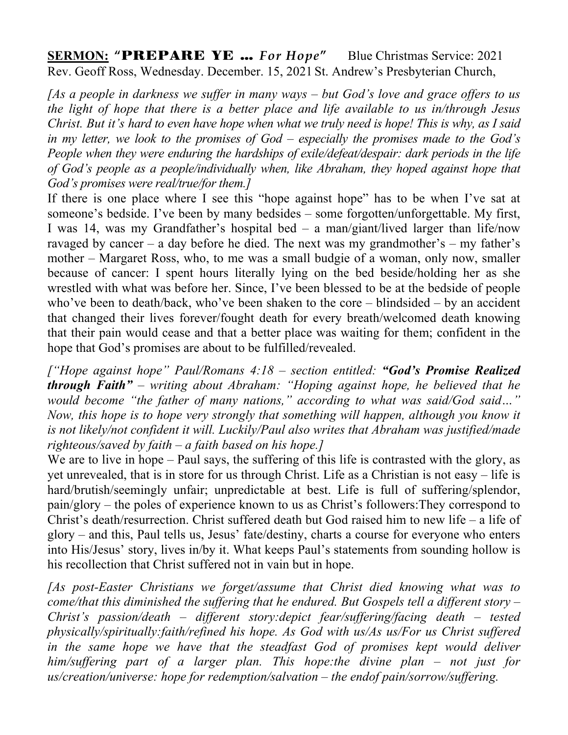**<u>SERMON:</u> "PREPARE YE … *For Hope*"** Blue Christmas Service: 2021
Rev. Geoff Ross, Wednesday. December. 15, 2021 St. Andrew's Presbyterian Church,

*[As a people in darkness we suffer in many ways – but God's love and grace offers to us the light of hope that there is a better place and life available to us in/through Jesus Christ. But it's hard to even have hope when what we truly need is hope! This is why, as I said in my letter, we look to the promises of God – especially the promises made to the God's People when they were enduring the hardships of exile/defeat/despair: dark periods in the life of God's people as a people/individually when, like Abraham, they hoped against hope that God's promises were real/true/for them.]*

If there is one place where I see this "hope against hope" has to be when I've sat at someone's bedside. I've been by many bedsides – some forgotten/unforgettable. My first, I was 14, was my Grandfather's hospital bed – a man/giant/lived larger than life/now ravaged by cancer – a day before he died. The next was my grandmother's – my father's mother – Margaret Ross, who, to me was a small budgie of a woman, only now, smaller because of cancer: I spent hours literally lying on the bed beside/holding her as she wrestled with what was before her. Since, I've been blessed to be at the bedside of people who've been to death/back, who've been shaken to the core – blindsided – by an accident that changed their lives forever/fought death for every breath/welcomed death knowing that their pain would cease and that a better place was waiting for them; confident in the hope that God's promises are about to be fulfilled/revealed.

*["Hope against hope" Paul/Romans 4:18 – section entitled: **"God's Promise Realized through Faith"** – writing about Abraham: "Hoping against hope, he believed that he would become "the father of many nations," according to what was said/God said…" Now, this hope is to hope very strongly that something will happen, although you know it is not likely/not confident it will. Luckily/Paul also writes that Abraham was justified/made righteous/saved by faith – a faith based on his hope.]*

We are to live in hope – Paul says, the suffering of this life is contrasted with the glory, as yet unrevealed, that is in store for us through Christ. Life as a Christian is not easy – life is hard/brutish/seemingly unfair; unpredictable at best. Life is full of suffering/splendor, pain/glory – the poles of experience known to us as Christ's followers:They correspond to Christ's death/resurrection. Christ suffered death but God raised him to new life – a life of glory – and this, Paul tells us, Jesus' fate/destiny, charts a course for everyone who enters into His/Jesus' story, lives in/by it. What keeps Paul's statements from sounding hollow is his recollection that Christ suffered not in vain but in hope.

*[As post-Easter Christians we forget/assume that Christ died knowing what was to come/that this diminished the suffering that he endured. But Gospels tell a different story – Christ's passion/death – different story:depict fear/suffering/facing death – tested physically/spiritually:faith/refined his hope. As God with us/As us/For us Christ suffered in the same hope we have that the steadfast God of promises kept would deliver him/suffering part of a larger plan. This hope:the divine plan – not just for us/creation/universe: hope for redemption/salvation – the endof pain/sorrow/suffering.*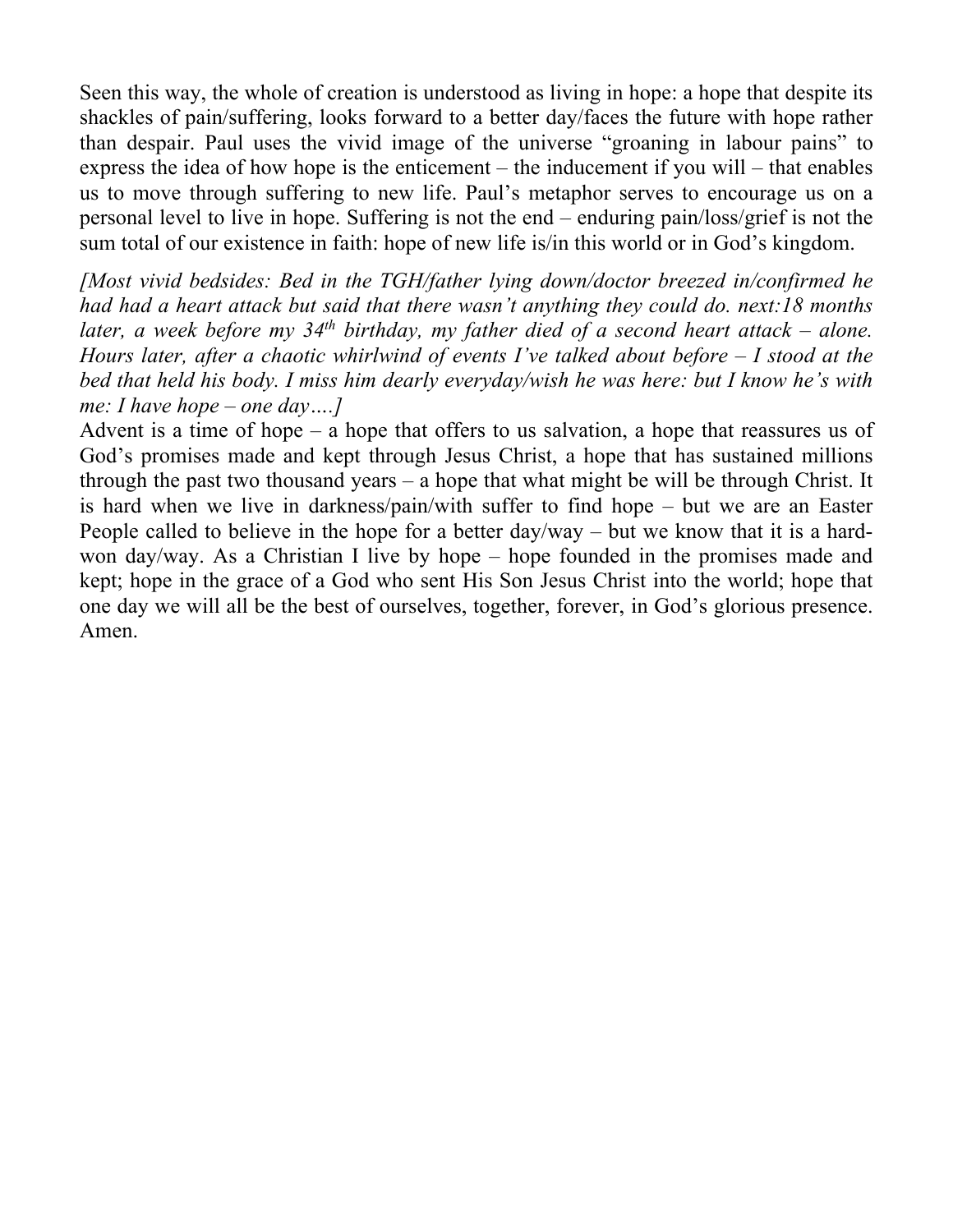Seen this way, the whole of creation is understood as living in hope: a hope that despite its shackles of pain/suffering, looks forward to a better day/faces the future with hope rather than despair. Paul uses the vivid image of the universe "groaning in labour pains" to express the idea of how hope is the enticement – the inducement if you will – that enables us to move through suffering to new life. Paul's metaphor serves to encourage us on a personal level to live in hope. Suffering is not the end – enduring pain/loss/grief is not the sum total of our existence in faith: hope of new life is/in this world or in God's kingdom.

*[Most vivid bedsides: Bed in the TGH/father lying down/doctor breezed in/confirmed he had had a heart attack but said that there wasn't anything they could do. next:18 months later, a week before my 34th birthday, my father died of a second heart attack – alone. Hours later, after a chaotic whirlwind of events I've talked about before – I stood at the bed that held his body. I miss him dearly everyday/wish he was here: but I know he's with me: I have hope – one day….]*

Advent is a time of hope – a hope that offers to us salvation, a hope that reassures us of God's promises made and kept through Jesus Christ, a hope that has sustained millions through the past two thousand years – a hope that what might be will be through Christ. It is hard when we live in darkness/pain/with suffer to find hope – but we are an Easter People called to believe in the hope for a better day/way – but we know that it is a hard-won day/way. As a Christian I live by hope – hope founded in the promises made and kept; hope in the grace of a God who sent His Son Jesus Christ into the world; hope that one day we will all be the best of ourselves, together, forever, in God's glorious presence. Amen.